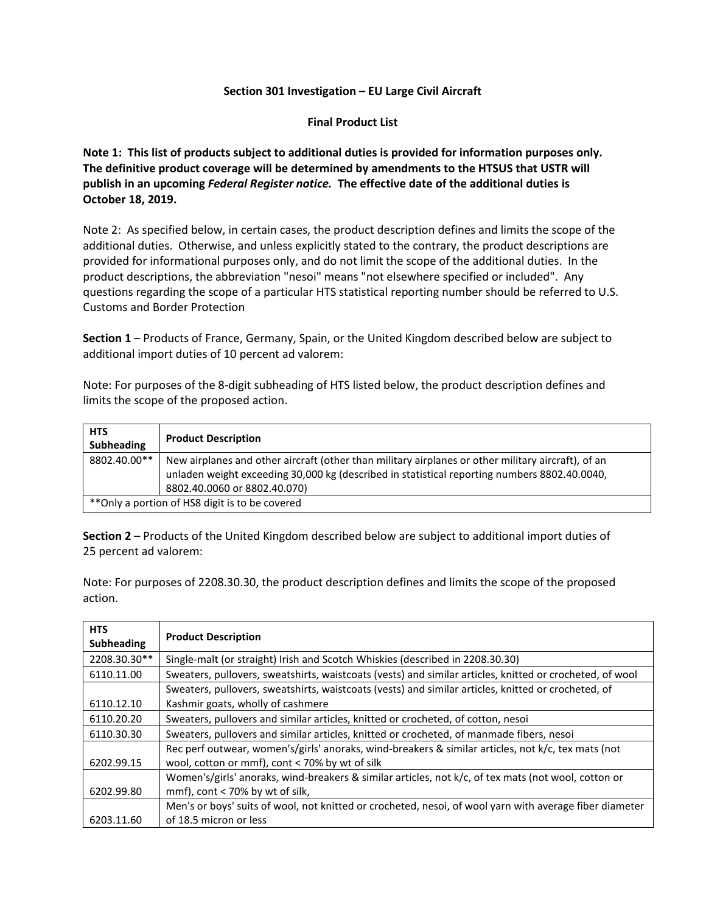**Section 301 Investigation – EU Large Civil Aircraft**

**Final Product List**

**Note 1: This list of products subject to additional duties is provided for information purposes only. The definitive product coverage will be determined by amendments to the HTSUS that USTR will publish in an upcoming *Federal Register notice.* The effective date of the additional duties is October 18, 2019.**

Note 2: As specified below, in certain cases, the product description defines and limits the scope of the additional duties. Otherwise, and unless explicitly stated to the contrary, the product descriptions are provided for informational purposes only, and do not limit the scope of the additional duties. In the product descriptions, the abbreviation "nesoi" means "not elsewhere specified or included". Any questions regarding the scope of a particular HTS statistical reporting number should be referred to U.S. Customs and Border Protection

**Section 1** – Products of France, Germany, Spain, or the United Kingdom described below are subject to additional import duties of 10 percent ad valorem:

Note: For purposes of the 8-digit subheading of HTS listed below, the product description defines and limits the scope of the proposed action.

| HTS Subheading | Product Description |
|---|---|
| 8802.40.00** | New airplanes and other aircraft (other than military airplanes or other military aircraft), of an unladen weight exceeding 30,000 kg (described in statistical reporting numbers 8802.40.0040, 8802.40.0060 or 8802.40.070) |
| **Only a portion of HS8 digit is to be covered | |

**Section 2** – Products of the United Kingdom described below are subject to additional import duties of 25 percent ad valorem:

Note: For purposes of 2208.30.30, the product description defines and limits the scope of the proposed action.

| HTS Subheading | Product Description |
|---|---|
| 2208.30.30** | Single-malt (or straight) Irish and Scotch Whiskies (described in 2208.30.30) |
| 6110.11.00 | Sweaters, pullovers, sweatshirts, waistcoats (vests) and similar articles, knitted or crocheted, of wool |
| 6110.12.10 | Sweaters, pullovers, sweatshirts, waistcoats (vests) and similar articles, knitted or crocheted, of Kashmir goats, wholly of cashmere |
| 6110.20.20 | Sweaters, pullovers and similar articles, knitted or crocheted, of cotton, nesoi |
| 6110.30.30 | Sweaters, pullovers and similar articles, knitted or crocheted, of manmade fibers, nesoi |
| 6202.99.15 | Rec perf outwear, women's/girls' anoraks, wind-breakers & similar articles, not k/c, tex mats (not wool, cotton or mmf), cont < 70% by wt of silk |
| 6202.99.80 | Women's/girls' anoraks, wind-breakers & similar articles, not k/c, of tex mats (not wool, cotton or mmf), cont < 70% by wt of silk, |
| 6203.11.60 | Men's or boys' suits of wool, not knitted or crocheted, nesoi, of wool yarn with average fiber diameter of 18.5 micron or less |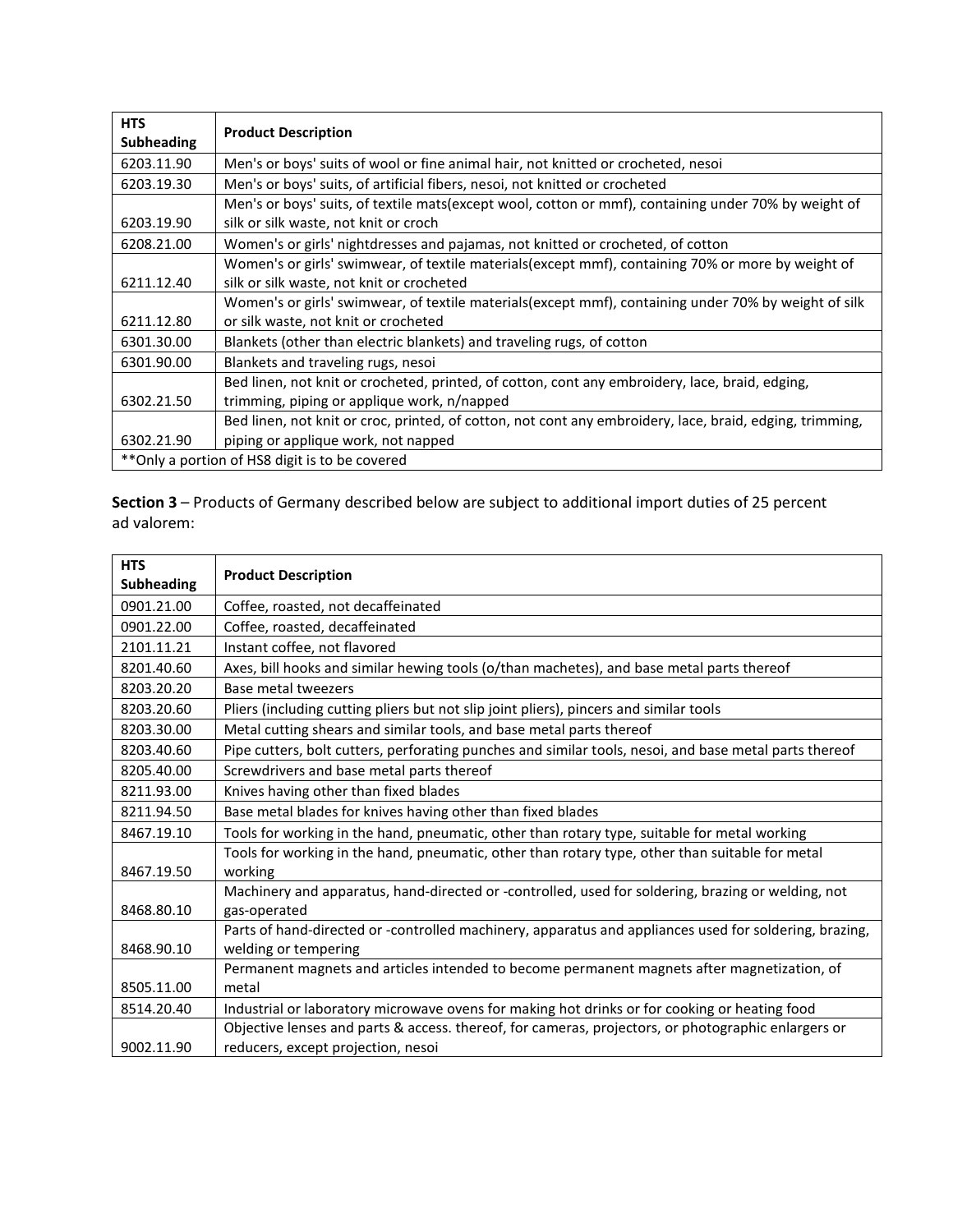| HTS Subheading | Product Description |
|---|---|
| 6203.11.90 | Men's or boys' suits of wool or fine animal hair, not knitted or crocheted, nesoi |
| 6203.19.30 | Men's or boys' suits, of artificial fibers, nesoi, not knitted or crocheted |
| 6203.19.90 | Men's or boys' suits, of textile mats(except wool, cotton or mmf), containing under 70% by weight of silk or silk waste, not knit or croch |
| 6208.21.00 | Women's or girls' nightdresses and pajamas, not knitted or crocheted, of cotton |
| 6211.12.40 | Women's or girls' swimwear, of textile materials(except mmf), containing 70% or more by weight of silk or silk waste, not knit or crocheted |
| 6211.12.80 | Women's or girls' swimwear, of textile materials(except mmf), containing under 70% by weight of silk or silk waste, not knit or crocheted |
| 6301.30.00 | Blankets (other than electric blankets) and traveling rugs, of cotton |
| 6301.90.00 | Blankets and traveling rugs, nesoi |
| 6302.21.50 | Bed linen, not knit or crocheted, printed, of cotton, cont any embroidery, lace, braid, edging, trimming, piping or applique work, n/napped |
| 6302.21.90 | Bed linen, not knit or croc, printed, of cotton, not cont any embroidery, lace, braid, edging, trimming, piping or applique work, not napped |
| **Only a portion of HS8 digit is to be covered | |

**Section 3** – Products of Germany described below are subject to additional import duties of 25 percent ad valorem:

| HTS Subheading | Product Description |
|---|---|
| 0901.21.00 | Coffee, roasted, not decaffeinated |
| 0901.22.00 | Coffee, roasted, decaffeinated |
| 2101.11.21 | Instant coffee, not flavored |
| 8201.40.60 | Axes, bill hooks and similar hewing tools (o/than machetes), and base metal parts thereof |
| 8203.20.20 | Base metal tweezers |
| 8203.20.60 | Pliers (including cutting pliers but not slip joint pliers), pincers and similar tools |
| 8203.30.00 | Metal cutting shears and similar tools, and base metal parts thereof |
| 8203.40.60 | Pipe cutters, bolt cutters, perforating punches and similar tools, nesoi, and base metal parts thereof |
| 8205.40.00 | Screwdrivers and base metal parts thereof |
| 8211.93.00 | Knives having other than fixed blades |
| 8211.94.50 | Base metal blades for knives having other than fixed blades |
| 8467.19.10 | Tools for working in the hand, pneumatic, other than rotary type, suitable for metal working |
| 8467.19.50 | Tools for working in the hand, pneumatic, other than rotary type, other than suitable for metal working |
| 8468.80.10 | Machinery and apparatus, hand-directed or -controlled, used for soldering, brazing or welding, not gas-operated |
| 8468.90.10 | Parts of hand-directed or -controlled machinery, apparatus and appliances used for soldering, brazing, welding or tempering |
| 8505.11.00 | Permanent magnets and articles intended to become permanent magnets after magnetization, of metal |
| 8514.20.40 | Industrial or laboratory microwave ovens for making hot drinks or for cooking or heating food |
| 9002.11.90 | Objective lenses and parts & access. thereof, for cameras, projectors, or photographic enlargers or reducers, except projection, nesoi |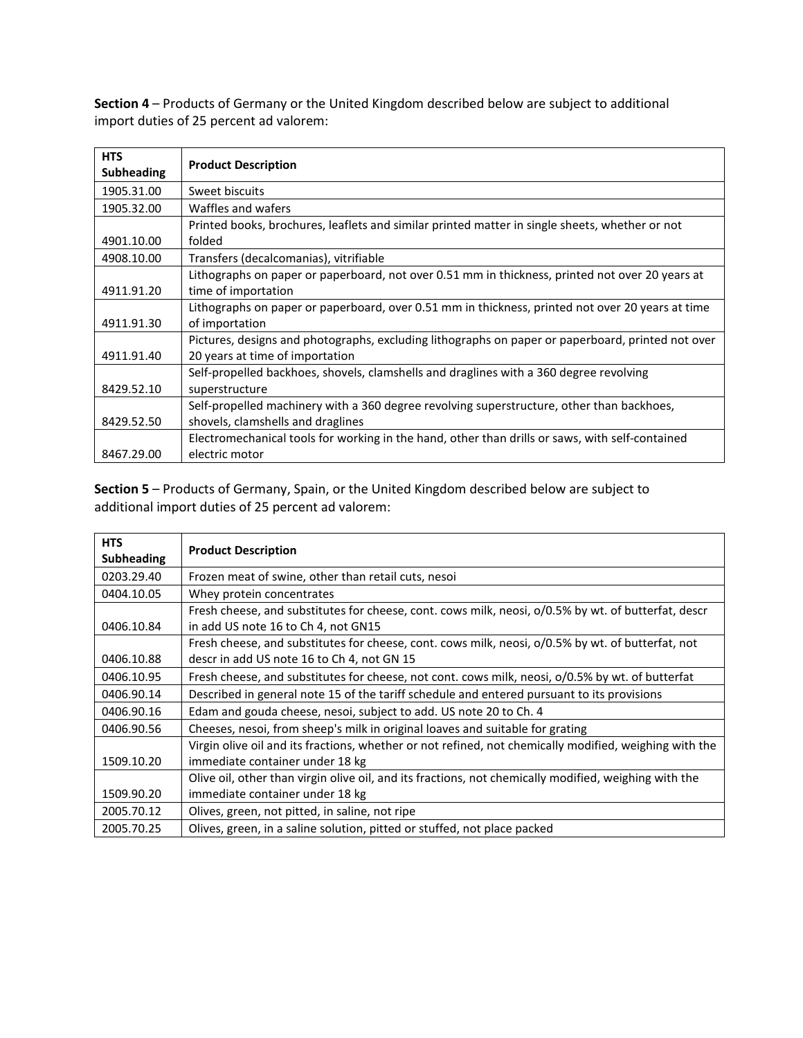**Section 4** – Products of Germany or the United Kingdom described below are subject to additional import duties of 25 percent ad valorem:

| HTS Subheading | Product Description |
|---|---|
| 1905.31.00 | Sweet biscuits |
| 1905.32.00 | Waffles and wafers |
| 4901.10.00 | Printed books, brochures, leaflets and similar printed matter in single sheets, whether or not folded |
| 4908.10.00 | Transfers (decalcomanias), vitrifiable |
| 4911.91.20 | Lithographs on paper or paperboard, not over 0.51 mm in thickness, printed not over 20 years at time of importation |
| 4911.91.30 | Lithographs on paper or paperboard, over 0.51 mm in thickness, printed not over 20 years at time of importation |
| 4911.91.40 | Pictures, designs and photographs, excluding lithographs on paper or paperboard, printed not over 20 years at time of importation |
| 8429.52.10 | Self-propelled backhoes, shovels, clamshells and draglines with a 360 degree revolving superstructure |
| 8429.52.50 | Self-propelled machinery with a 360 degree revolving superstructure, other than backhoes, shovels, clamshells and draglines |
| 8467.29.00 | Electromechanical tools for working in the hand, other than drills or saws, with self-contained electric motor |

**Section 5** – Products of Germany, Spain, or the United Kingdom described below are subject to additional import duties of 25 percent ad valorem:

| HTS Subheading | Product Description |
|---|---|
| 0203.29.40 | Frozen meat of swine, other than retail cuts, nesoi |
| 0404.10.05 | Whey protein concentrates |
| 0406.10.84 | Fresh cheese, and substitutes for cheese, cont. cows milk, neosi, o/0.5% by wt. of butterfat, descr in add US note 16 to Ch 4, not GN15 |
| 0406.10.88 | Fresh cheese, and substitutes for cheese, cont. cows milk, neosi, o/0.5% by wt. of butterfat, not descr in add US note 16 to Ch 4, not GN 15 |
| 0406.10.95 | Fresh cheese, and substitutes for cheese, not cont. cows milk, neosi, o/0.5% by wt. of butterfat |
| 0406.90.14 | Described in general note 15 of the tariff schedule and entered pursuant to its provisions |
| 0406.90.16 | Edam and gouda cheese, nesoi, subject to add. US note 20 to Ch. 4 |
| 0406.90.56 | Cheeses, nesoi, from sheep's milk in original loaves and suitable for grating |
| 1509.10.20 | Virgin olive oil and its fractions, whether or not refined, not chemically modified, weighing with the immediate container under 18 kg |
| 1509.90.20 | Olive oil, other than virgin olive oil, and its fractions, not chemically modified, weighing with the immediate container under 18 kg |
| 2005.70.12 | Olives, green, not pitted, in saline, not ripe |
| 2005.70.25 | Olives, green, in a saline solution, pitted or stuffed, not place packed |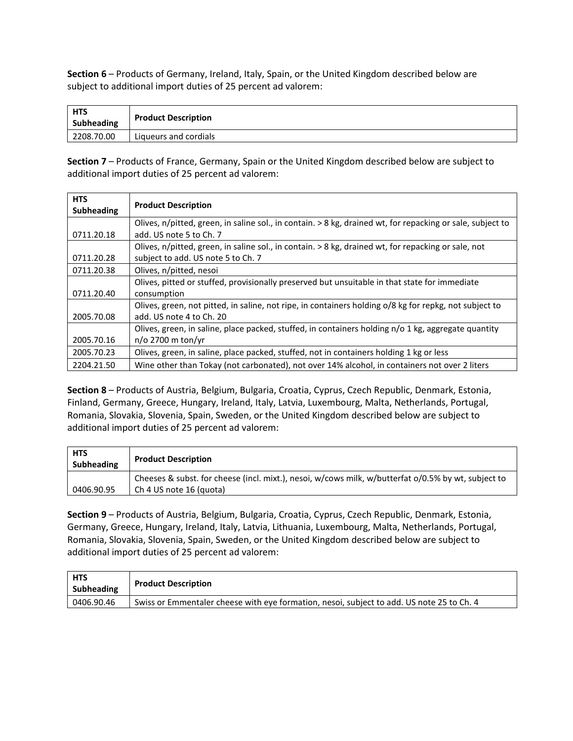**Section 6** – Products of Germany, Ireland, Italy, Spain, or the United Kingdom described below are subject to additional import duties of 25 percent ad valorem:

| HTS Subheading | Product Description |
|---|---|
| 2208.70.00 | Liqueurs and cordials |

**Section 7** – Products of France, Germany, Spain or the United Kingdom described below are subject to additional import duties of 25 percent ad valorem:

| HTS Subheading | Product Description |
|---|---|
| 0711.20.18 | Olives, n/pitted, green, in saline sol., in contain. > 8 kg, drained wt, for repacking or sale, subject to add. US note 5 to Ch. 7 |
| 0711.20.28 | Olives, n/pitted, green, in saline sol., in contain. > 8 kg, drained wt, for repacking or sale, not subject to add. US note 5 to Ch. 7 |
| 0711.20.38 | Olives, n/pitted, nesoi |
| 0711.20.40 | Olives, pitted or stuffed, provisionally preserved but unsuitable in that state for immediate consumption |
| 2005.70.08 | Olives, green, not pitted, in saline, not ripe, in containers holding o/8 kg for repkg, not subject to add. US note 4 to Ch. 20 |
| 2005.70.16 | Olives, green, in saline, place packed, stuffed, in containers holding n/o 1 kg, aggregate quantity n/o 2700 m ton/yr |
| 2005.70.23 | Olives, green, in saline, place packed, stuffed, not in containers holding 1 kg or less |
| 2204.21.50 | Wine other than Tokay (not carbonated), not over 14% alcohol, in containers not over 2 liters |

**Section 8** – Products of Austria, Belgium, Bulgaria, Croatia, Cyprus, Czech Republic, Denmark, Estonia, Finland, Germany, Greece, Hungary, Ireland, Italy, Latvia, Luxembourg, Malta, Netherlands, Portugal, Romania, Slovakia, Slovenia, Spain, Sweden, or the United Kingdom described below are subject to additional import duties of 25 percent ad valorem:

| HTS Subheading | Product Description |
|---|---|
| 0406.90.95 | Cheeses & subst. for cheese (incl. mixt.), nesoi, w/cows milk, w/butterfat o/0.5% by wt, subject to Ch 4 US note 16 (quota) |

**Section 9** – Products of Austria, Belgium, Bulgaria, Croatia, Cyprus, Czech Republic, Denmark, Estonia, Germany, Greece, Hungary, Ireland, Italy, Latvia, Lithuania, Luxembourg, Malta, Netherlands, Portugal, Romania, Slovakia, Slovenia, Spain, Sweden, or the United Kingdom described below are subject to additional import duties of 25 percent ad valorem:

| HTS Subheading | Product Description |
|---|---|
| 0406.90.46 | Swiss or Emmentaler cheese with eye formation, nesoi, subject to add. US note 25 to Ch. 4 |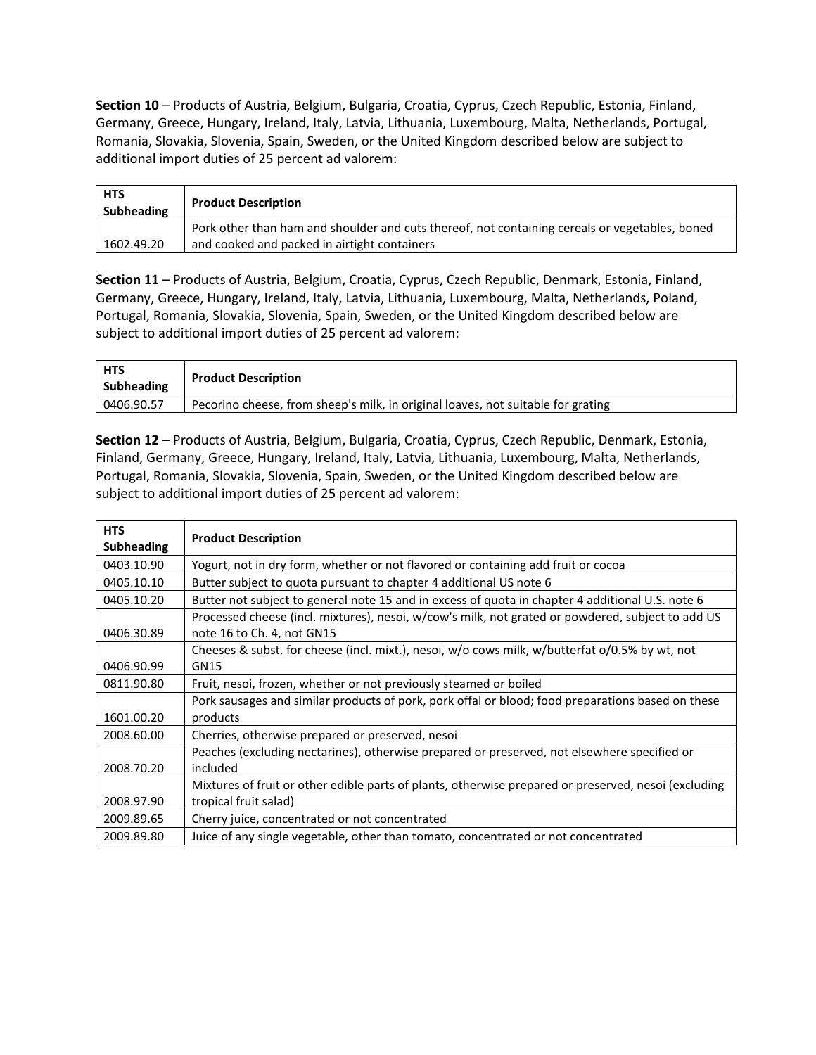**Section 10** – Products of Austria, Belgium, Bulgaria, Croatia, Cyprus, Czech Republic, Estonia, Finland, Germany, Greece, Hungary, Ireland, Italy, Latvia, Lithuania, Luxembourg, Malta, Netherlands, Portugal, Romania, Slovakia, Slovenia, Spain, Sweden, or the United Kingdom described below are subject to additional import duties of 25 percent ad valorem:

| HTS Subheading | Product Description |
|---|---|
| 1602.49.20 | Pork other than ham and shoulder and cuts thereof, not containing cereals or vegetables, boned and cooked and packed in airtight containers |

**Section 11** – Products of Austria, Belgium, Croatia, Cyprus, Czech Republic, Denmark, Estonia, Finland, Germany, Greece, Hungary, Ireland, Italy, Latvia, Lithuania, Luxembourg, Malta, Netherlands, Poland, Portugal, Romania, Slovakia, Slovenia, Spain, Sweden, or the United Kingdom described below are subject to additional import duties of 25 percent ad valorem:

| HTS Subheading | Product Description |
|---|---|
| 0406.90.57 | Pecorino cheese, from sheep's milk, in original loaves, not suitable for grating |

**Section 12** – Products of Austria, Belgium, Bulgaria, Croatia, Cyprus, Czech Republic, Denmark, Estonia, Finland, Germany, Greece, Hungary, Ireland, Italy, Latvia, Lithuania, Luxembourg, Malta, Netherlands, Portugal, Romania, Slovakia, Slovenia, Spain, Sweden, or the United Kingdom described below are subject to additional import duties of 25 percent ad valorem:

| HTS Subheading | Product Description |
|---|---|
| 0403.10.90 | Yogurt, not in dry form, whether or not flavored or containing add fruit or cocoa |
| 0405.10.10 | Butter subject to quota pursuant to chapter 4 additional US note 6 |
| 0405.10.20 | Butter not subject to general note 15 and in excess of quota in chapter 4 additional U.S. note 6 |
| 0406.30.89 | Processed cheese (incl. mixtures), nesoi, w/cow's milk, not grated or powdered, subject to add US note 16 to Ch. 4, not GN15 |
| 0406.90.99 | Cheeses & subst. for cheese (incl. mixt.), nesoi, w/o cows milk, w/butterfat o/0.5% by wt, not GN15 |
| 0811.90.80 | Fruit, nesoi, frozen, whether or not previously steamed or boiled |
| 1601.00.20 | Pork sausages and similar products of pork, pork offal or blood; food preparations based on these products |
| 2008.60.00 | Cherries, otherwise prepared or preserved, nesoi |
| 2008.70.20 | Peaches (excluding nectarines), otherwise prepared or preserved, not elsewhere specified or included |
| 2008.97.90 | Mixtures of fruit or other edible parts of plants, otherwise prepared or preserved, nesoi (excluding tropical fruit salad) |
| 2009.89.65 | Cherry juice, concentrated or not concentrated |
| 2009.89.80 | Juice of any single vegetable, other than tomato, concentrated or not concentrated |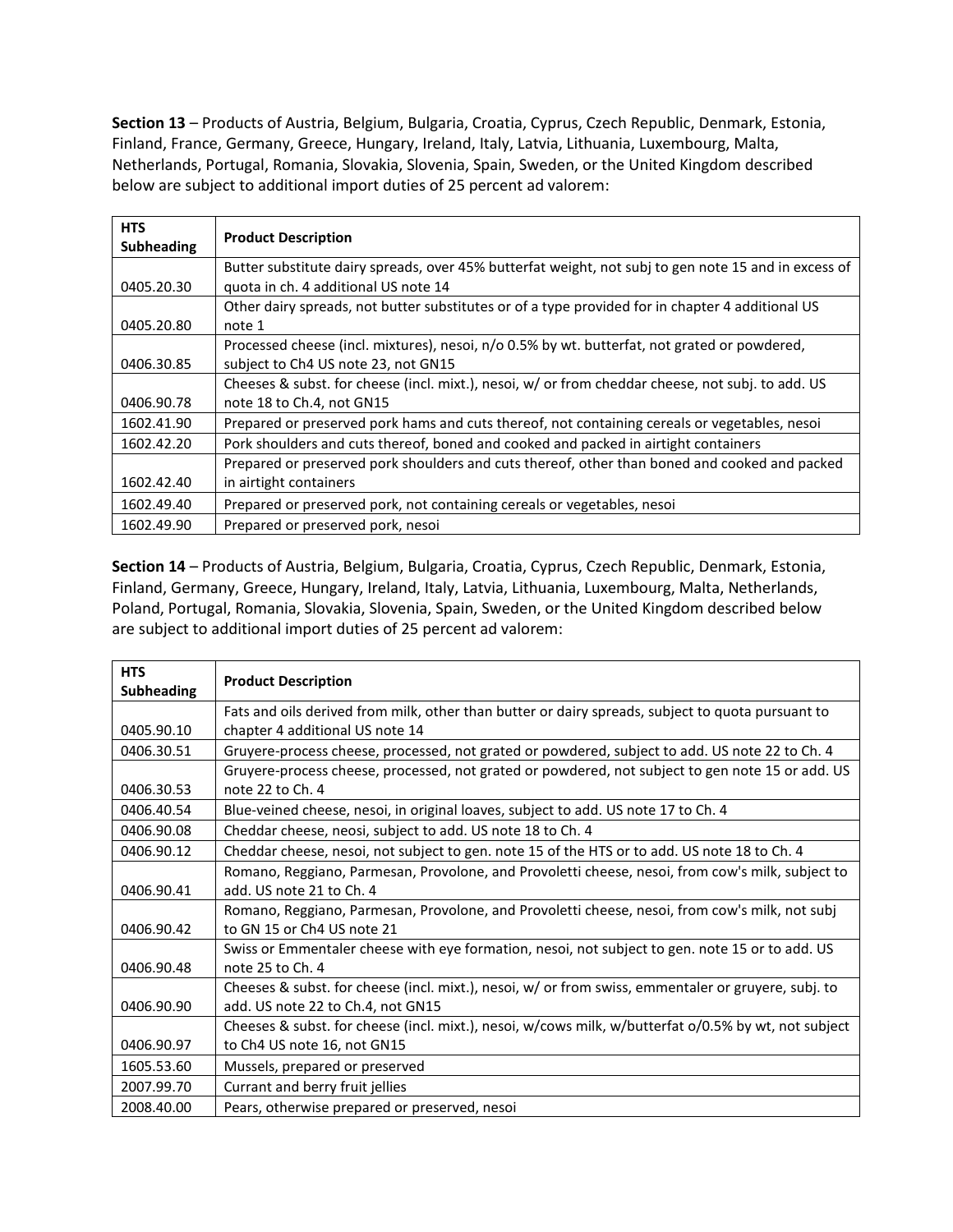**Section 13** – Products of Austria, Belgium, Bulgaria, Croatia, Cyprus, Czech Republic, Denmark, Estonia, Finland, France, Germany, Greece, Hungary, Ireland, Italy, Latvia, Lithuania, Luxembourg, Malta, Netherlands, Portugal, Romania, Slovakia, Slovenia, Spain, Sweden, or the United Kingdom described below are subject to additional import duties of 25 percent ad valorem:

| HTS Subheading | Product Description |
|---|---|
| 0405.20.30 | Butter substitute dairy spreads, over 45% butterfat weight, not subj to gen note 15 and in excess of quota in ch. 4 additional US note 14 |
| 0405.20.80 | Other dairy spreads, not butter substitutes or of a type provided for in chapter 4 additional US note 1 |
| 0406.30.85 | Processed cheese (incl. mixtures), nesoi, n/o 0.5% by wt. butterfat, not grated or powdered, subject to Ch4 US note 23, not GN15 |
| 0406.90.78 | Cheeses & subst. for cheese (incl. mixt.), nesoi, w/ or from cheddar cheese, not subj. to add. US note 18 to Ch.4, not GN15 |
| 1602.41.90 | Prepared or preserved pork hams and cuts thereof, not containing cereals or vegetables, nesoi |
| 1602.42.20 | Pork shoulders and cuts thereof, boned and cooked and packed in airtight containers |
| 1602.42.40 | Prepared or preserved pork shoulders and cuts thereof, other than boned and cooked and packed in airtight containers |
| 1602.49.40 | Prepared or preserved pork, not containing cereals or vegetables, nesoi |
| 1602.49.90 | Prepared or preserved pork, nesoi |

**Section 14** – Products of Austria, Belgium, Bulgaria, Croatia, Cyprus, Czech Republic, Denmark, Estonia, Finland, Germany, Greece, Hungary, Ireland, Italy, Latvia, Lithuania, Luxembourg, Malta, Netherlands, Poland, Portugal, Romania, Slovakia, Slovenia, Spain, Sweden, or the United Kingdom described below are subject to additional import duties of 25 percent ad valorem:

| HTS Subheading | Product Description |
|---|---|
| 0405.90.10 | Fats and oils derived from milk, other than butter or dairy spreads, subject to quota pursuant to chapter 4 additional US note 14 |
| 0406.30.51 | Gruyere-process cheese, processed, not grated or powdered, subject to add. US note 22 to Ch. 4 |
| 0406.30.53 | Gruyere-process cheese, processed, not grated or powdered, not subject to gen note 15 or add. US note 22 to Ch. 4 |
| 0406.40.54 | Blue-veined cheese, nesoi, in original loaves, subject to add. US note 17 to Ch. 4 |
| 0406.90.08 | Cheddar cheese, neosi, subject to add. US note 18 to Ch. 4 |
| 0406.90.12 | Cheddar cheese, nesoi, not subject to gen. note 15 of the HTS or to add. US note 18 to Ch. 4 |
| 0406.90.41 | Romano, Reggiano, Parmesan, Provolone, and Provoletti cheese, nesoi, from cow's milk, subject to add. US note 21 to Ch. 4 |
| 0406.90.42 | Romano, Reggiano, Parmesan, Provolone, and Provoletti cheese, nesoi, from cow's milk, not subj to GN 15 or Ch4 US note 21 |
| 0406.90.48 | Swiss or Emmentaler cheese with eye formation, nesoi, not subject to gen. note 15 or to add. US note 25 to Ch. 4 |
| 0406.90.90 | Cheeses & subst. for cheese (incl. mixt.), nesoi, w/ or from swiss, emmentaler or gruyere, subj. to add. US note 22 to Ch.4, not GN15 |
| 0406.90.97 | Cheeses & subst. for cheese (incl. mixt.), nesoi, w/cows milk, w/butterfat o/0.5% by wt, not subject to Ch4 US note 16, not GN15 |
| 1605.53.60 | Mussels, prepared or preserved |
| 2007.99.70 | Currant and berry fruit jellies |
| 2008.40.00 | Pears, otherwise prepared or preserved, nesoi |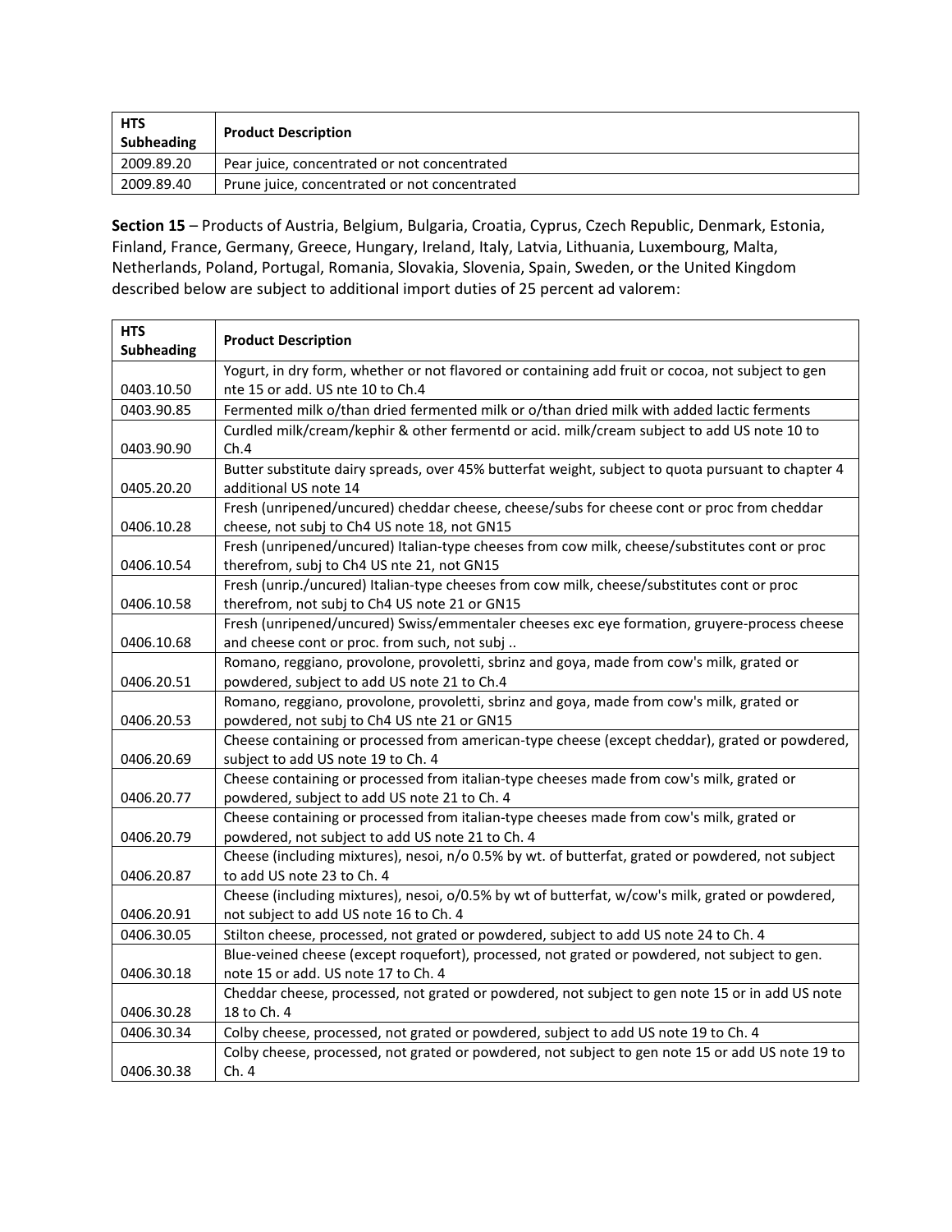| HTS Subheading | Product Description |
|---|---|
| 2009.89.20 | Pear juice, concentrated or not concentrated |
| 2009.89.40 | Prune juice, concentrated or not concentrated |

**Section 15** – Products of Austria, Belgium, Bulgaria, Croatia, Cyprus, Czech Republic, Denmark, Estonia, Finland, France, Germany, Greece, Hungary, Ireland, Italy, Latvia, Lithuania, Luxembourg, Malta, Netherlands, Poland, Portugal, Romania, Slovakia, Slovenia, Spain, Sweden, or the United Kingdom described below are subject to additional import duties of 25 percent ad valorem:

| HTS Subheading | Product Description |
|---|---|
| 0403.10.50 | Yogurt, in dry form, whether or not flavored or containing add fruit or cocoa, not subject to gen nte 15 or add. US nte 10 to Ch.4 |
| 0403.90.85 | Fermented milk o/than dried fermented milk or o/than dried milk with added lactic ferments |
| 0403.90.90 | Curdled milk/cream/kephir & other fermentd or acid. milk/cream subject to add US note 10 to Ch.4 |
| 0405.20.20 | Butter substitute dairy spreads, over 45% butterfat weight, subject to quota pursuant to chapter 4 additional US note 14 |
| 0406.10.28 | Fresh (unripened/uncured) cheddar cheese, cheese/subs for cheese cont or proc from cheddar cheese, not subj to Ch4 US note 18, not GN15 |
| 0406.10.54 | Fresh (unripened/uncured) Italian-type cheeses from cow milk, cheese/substitutes cont or proc therefrom, subj to Ch4 US nte 21, not GN15 |
| 0406.10.58 | Fresh (unrip./uncured) Italian-type cheeses from cow milk, cheese/substitutes cont or proc therefrom, not subj to Ch4 US note 21 or GN15 |
| 0406.10.68 | Fresh (unripened/uncured) Swiss/emmentaler cheeses exc eye formation, gruyere-process cheese and cheese cont or proc. from such, not subj .. |
| 0406.20.51 | Romano, reggiano, provolone, provoletti, sbrinz and goya, made from cow's milk, grated or powdered, subject to add US note 21 to Ch.4 |
| 0406.20.53 | Romano, reggiano, provolone, provoletti, sbrinz and goya, made from cow's milk, grated or powdered, not subj to Ch4 US nte 21 or GN15 |
| 0406.20.69 | Cheese containing or processed from american-type cheese (except cheddar), grated or powdered, subject to add US note 19 to Ch. 4 |
| 0406.20.77 | Cheese containing or processed from italian-type cheeses made from cow's milk, grated or powdered, subject to add US note 21 to Ch. 4 |
| 0406.20.79 | Cheese containing or processed from italian-type cheeses made from cow's milk, grated or powdered, not subject to add US note 21 to Ch. 4 |
| 0406.20.87 | Cheese (including mixtures), nesoi, n/o 0.5% by wt. of butterfat, grated or powdered, not subject to add US note 23 to Ch. 4 |
| 0406.20.91 | Cheese (including mixtures), nesoi, o/0.5% by wt of butterfat, w/cow's milk, grated or powdered, not subject to add US note 16 to Ch. 4 |
| 0406.30.05 | Stilton cheese, processed, not grated or powdered, subject to add US note 24 to Ch. 4 |
| 0406.30.18 | Blue-veined cheese (except roquefort), processed, not grated or powdered, not subject to gen. note 15 or add. US note 17 to Ch. 4 |
| 0406.30.28 | Cheddar cheese, processed, not grated or powdered, not subject to gen note 15 or in add US note 18 to Ch. 4 |
| 0406.30.34 | Colby cheese, processed, not grated or powdered, subject to add US note 19 to Ch. 4 |
| 0406.30.38 | Colby cheese, processed, not grated or powdered, not subject to gen note 15 or add US note 19 to Ch. 4 |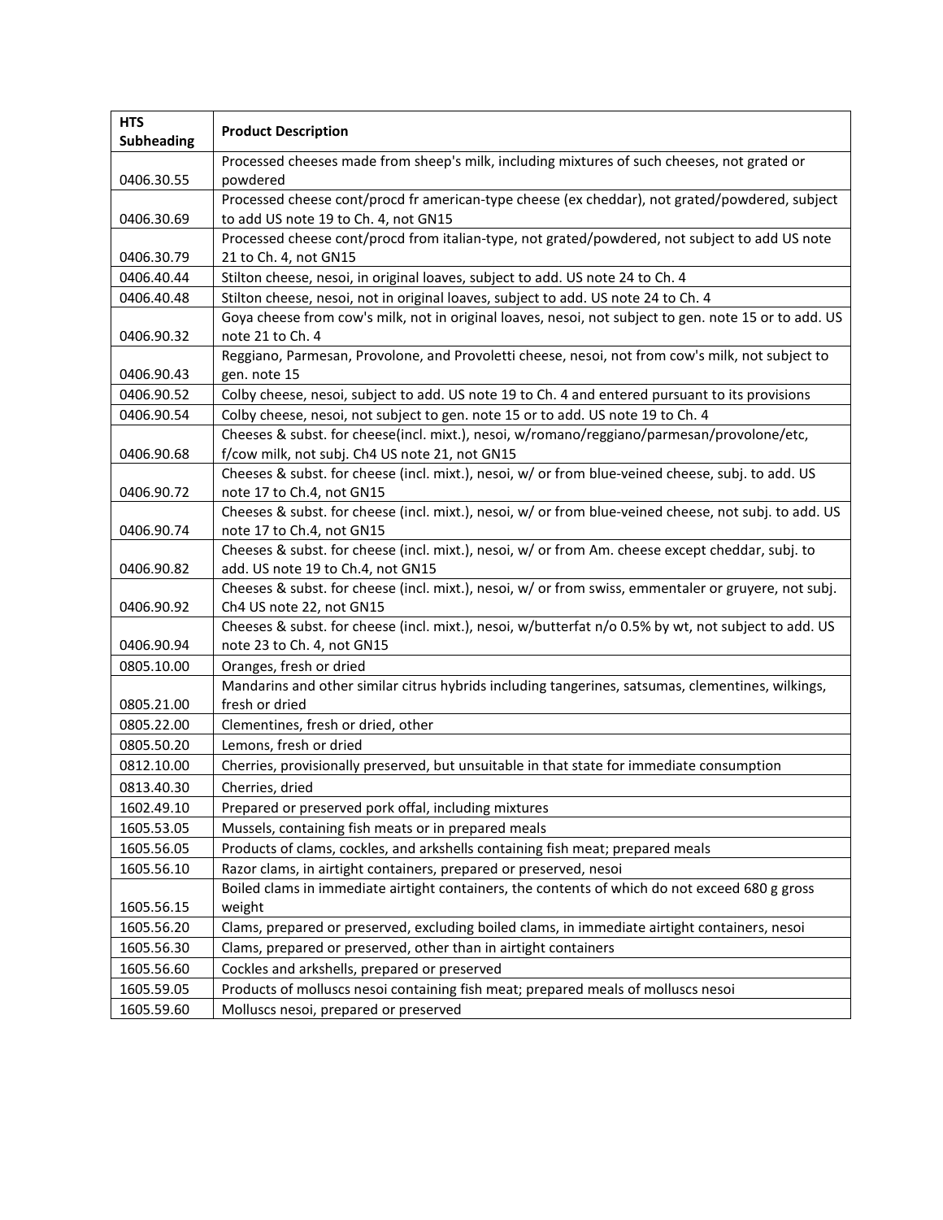| HTS Subheading | Product Description |
|---|---|
| 0406.30.55 | Processed cheeses made from sheep's milk, including mixtures of such cheeses, not grated or powdered |
| 0406.30.69 | Processed cheese cont/procd fr american-type cheese (ex cheddar), not grated/powdered, subject to add US note 19 to Ch. 4, not GN15 |
| 0406.30.79 | Processed cheese cont/procd from italian-type, not grated/powdered, not subject to add US note 21 to Ch. 4, not GN15 |
| 0406.40.44 | Stilton cheese, nesoi, in original loaves, subject to add. US note 24 to Ch. 4 |
| 0406.40.48 | Stilton cheese, nesoi, not in original loaves, subject to add. US note 24 to Ch. 4 |
| 0406.90.32 | Goya cheese from cow's milk, not in original loaves, nesoi, not subject to gen. note 15 or to add. US note 21 to Ch. 4 |
| 0406.90.43 | Reggiano, Parmesan, Provolone, and Provoletti cheese, nesoi, not from cow's milk, not subject to gen. note 15 |
| 0406.90.52 | Colby cheese, nesoi, subject to add. US note 19 to Ch. 4 and entered pursuant to its provisions |
| 0406.90.54 | Colby cheese, nesoi, not subject to gen. note 15 or to add. US note 19 to Ch. 4 |
| 0406.90.68 | Cheeses & subst. for cheese(incl. mixt.), nesoi, w/romano/reggiano/parmesan/provolone/etc, f/cow milk, not subj. Ch4 US note 21, not GN15 |
| 0406.90.72 | Cheeses & subst. for cheese (incl. mixt.), nesoi, w/ or from blue-veined cheese, subj. to add. US note 17 to Ch.4, not GN15 |
| 0406.90.74 | Cheeses & subst. for cheese (incl. mixt.), nesoi, w/ or from blue-veined cheese, not subj. to add. US note 17 to Ch.4, not GN15 |
| 0406.90.82 | Cheeses & subst. for cheese (incl. mixt.), nesoi, w/ or from Am. cheese except cheddar, subj. to add. US note 19 to Ch.4, not GN15 |
| 0406.90.92 | Cheeses & subst. for cheese (incl. mixt.), nesoi, w/ or from swiss, emmentaler or gruyere, not subj. Ch4 US note 22, not GN15 |
| 0406.90.94 | Cheeses & subst. for cheese (incl. mixt.), nesoi, w/butterfat n/o 0.5% by wt, not subject to add. US note 23 to Ch. 4, not GN15 |
| 0805.10.00 | Oranges, fresh or dried |
| 0805.21.00 | Mandarins and other similar citrus hybrids including tangerines, satsumas, clementines, wilkings, fresh or dried |
| 0805.22.00 | Clementines, fresh or dried, other |
| 0805.50.20 | Lemons, fresh or dried |
| 0812.10.00 | Cherries, provisionally preserved, but unsuitable in that state for immediate consumption |
| 0813.40.30 | Cherries, dried |
| 1602.49.10 | Prepared or preserved pork offal, including mixtures |
| 1605.53.05 | Mussels, containing fish meats or in prepared meals |
| 1605.56.05 | Products of clams, cockles, and arkshells containing fish meat; prepared meals |
| 1605.56.10 | Razor clams, in airtight containers, prepared or preserved, nesoi |
| 1605.56.15 | Boiled clams in immediate airtight containers, the contents of which do not exceed 680 g gross weight |
| 1605.56.20 | Clams, prepared or preserved, excluding boiled clams, in immediate airtight containers, nesoi |
| 1605.56.30 | Clams, prepared or preserved, other than in airtight containers |
| 1605.56.60 | Cockles and arkshells, prepared or preserved |
| 1605.59.05 | Products of molluscs nesoi containing fish meat; prepared meals of molluscs nesoi |
| 1605.59.60 | Molluscs nesoi, prepared or preserved |